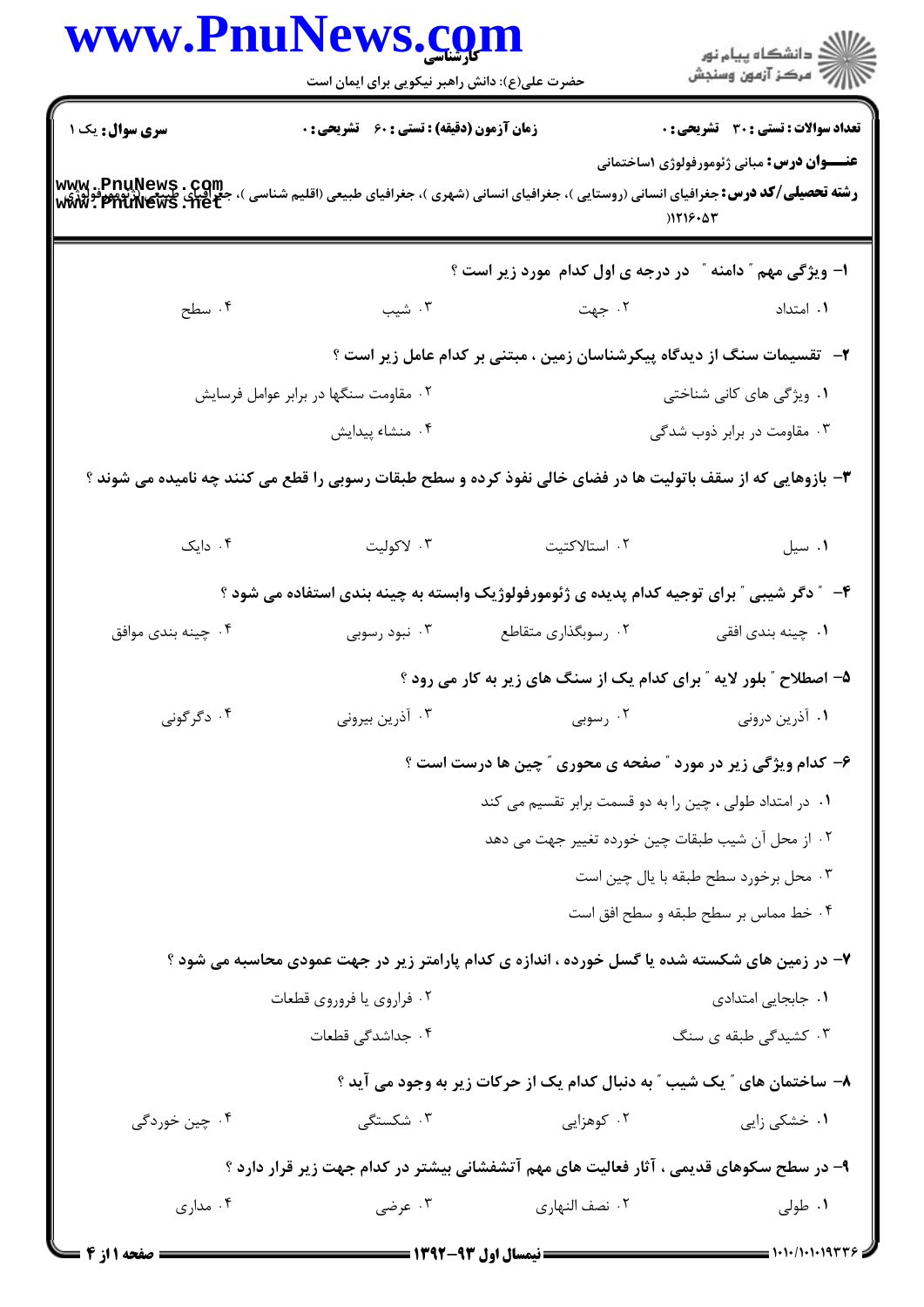**سری سوال:** یک ۱

**زمان آزمون (دقیقه) : تستی : ۶۰ تشریحی : ۰**

**تعداد سوالات : تستی : ۳۰ تشریحی : ۰**

**عنـــوان درس:** مبانی ژئومورفولوژی ۱ساختمانی

**رشته تحصیلی/کد درس:** جغرافیای انسانی (روستایی )، جغرافیای انسانی (شهری )، جغرافیای طبیعی (اقلیم شناسی )، جغرافیای طبیعی (ژئومورفولوژی) ۱۲۱۶۰۵۳

۱- ویژگی مهم " دامنه " در درجه ی اول کدام مورد زیر است ؟

۱. امتداد
۲. جهت
۳. شیب
۴. سطح

۲- تقسیمات سنگ از دیدگاه پیکرشناسان زمین ، مبتنی بر کدام عامل زیر است ؟

۱. ویژگی های کانی شناختی
۲. مقاومت سنگها در برابر عوامل فرسایش
۳. مقاومت در برابر ذوب شدگی
۴. منشاء پیدایش

۳- بازوهایی که از سقف باتولیت ها در فضای خالی نفوذ کرده و سطح طبقات رسوبی را قطع می کنند چه نامیده می شوند ؟

۱. سیل
۲. استالاکتیت
۳. لاکولیت
۴. دایک

۴- " دگر شیبی " برای توجیه کدام پدیده ی ژئومورفولوژیک وابسته به چینه بندی استفاده می شود ؟

۱. چینه بندی افقی
۲. رسوبگذاری متقاطع
۳. نبود رسوبی
۴. چینه بندی موافق

۵- اصطلاح " بلور لایه " برای کدام یک از سنگ های زیر به کار می رود ؟

۱. آذرین درونی
۲. رسوبی
۳. آذرین بیرونی
۴. دگرگونی

۶- کدام ویژگی زیر در مورد " صفحه ی محوری " چین ها درست است ؟

۱. در امتداد طولی ، چین را به دو قسمت برابر تقسیم می کند
۲. از محل آن شیب طبقات چین خورده تغییر جهت می دهد
۳. محل برخورد سطح طبقه با یال چین است
۴. خط مماس بر سطح طبقه و سطح افق است

۷- در زمین های شکسته شده یا گسل خورده ، اندازه ی کدام پارامتر زیر در جهت عمودی محاسبه می شود ؟

۱. جابجایی امتدادی
۲. فراروی یا فروروی قطعات
۳. کشیدگی طبقه ی سنگ
۴. جداشدگی قطعات

۸- ساختمان های " یک شیب " به دنبال کدام یک از حرکات زیر به وجود می آید ؟

۱. خشکی زایی
۲. کوهزایی
۳. شکستگی
۴. چین خوردگی

۹- در سطح سکوهای قدیمی ، آثار فعالیت های مهم آتشفشانی بیشتر در کدام جهت زیر قرار دارد ؟

۱. طولی
۲. نصف النهاری
۳. عرضی
۴. مداری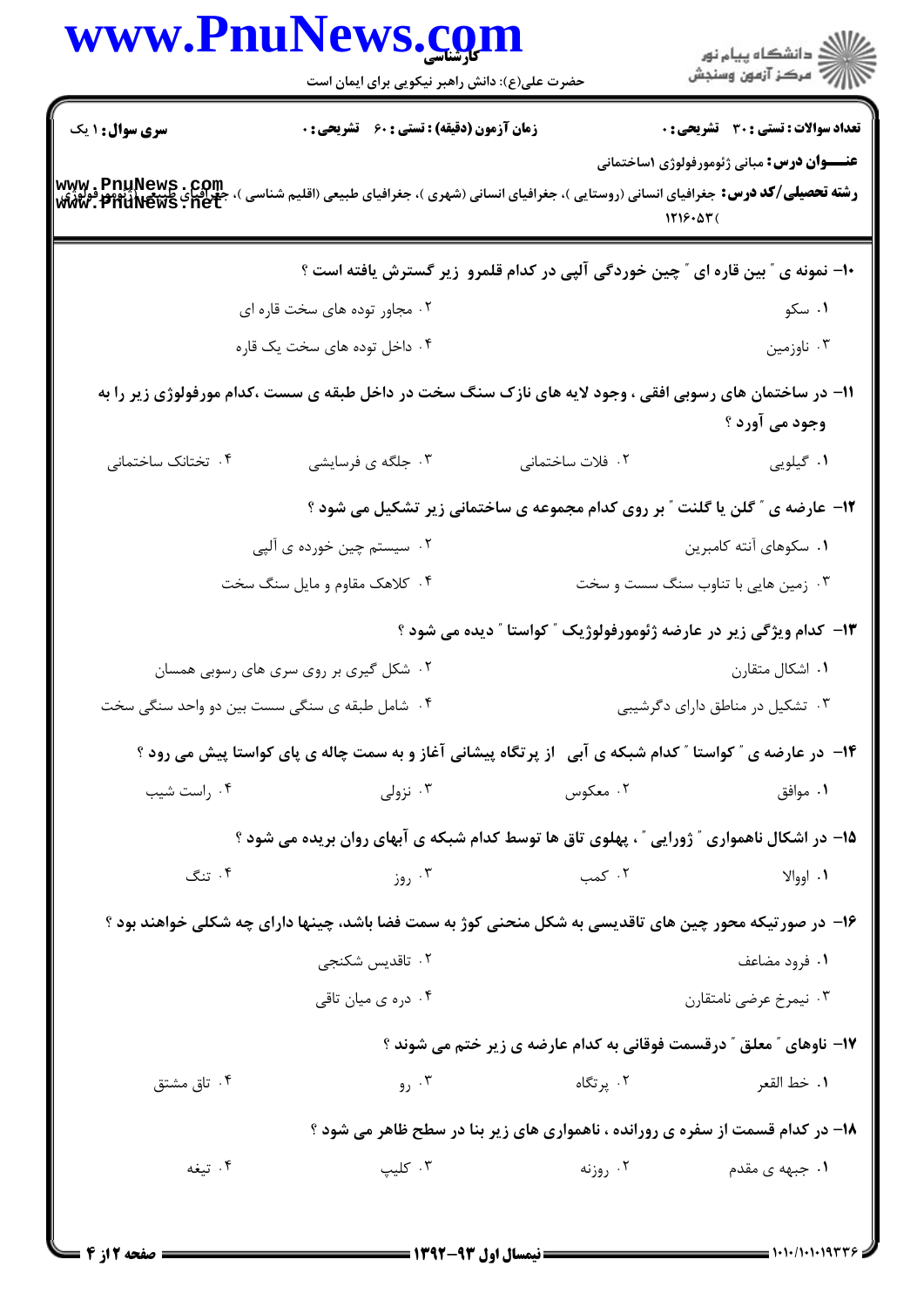**تعداد سوالات : تستی : ۳۰ تشریحی : ۰**　**زمان آزمون (دقیقه) : تستی : ۶۰ تشریحی : ۰**　**سری سوال : ۱ یک**

**عنـــوان درس:** مبانی ژئومورفولوژی ۱ساختمانی

**رشته تحصیلی/کد درس:** جغرافیای انسانی (روستایی )، جغرافیای انسانی (شهری )، جغرافیای طبیعی (اقلیم شناسی )، جغرافیای طبیعی (ژئومورفولوژی ) ۱۲۱۶۰۵۳

۱۰- نمونه ی " بین قاره ای " چین خوردگی آلپی در کدام قلمرو زیر گسترش یافته است ؟

۱. سکو
۲. مجاور توده های سخت قاره ای
۳. ناوزمین
۴. داخل توده های سخت یک قاره

۱۱- در ساختمان های رسوبی افقی ، وجود لایه های نازک سنگ سخت در داخل طبقه ی سست ،کدام مورفولوژی زیر را به وجود می آورد ؟

۱. گیلویی
۲. فلات ساختمانی
۳. جلگه ی فرسایشی
۴. تختانک ساختمانی

۱۲- عارضه ی " گلن یا گلنت " بر روی کدام مجموعه ی ساختمانی زیر تشکیل می شود ؟

۱. سکوهای آنته کامبرین
۲. سیستم چین خورده ی آلپی
۳. زمین هایی با تناوب سنگ سست و سخت
۴. کلاهک مقاوم و مایل سنگ سخت

۱۳- کدام ویژگی زیر در عارضه ژئومورفولوژیک " کواستا " دیده می شود ؟

۱. اشکال متقارن
۲. شکل گیری بر روی سری های رسوبی همسان
۳. تشکیل در مناطق دارای دگرشیبی
۴. شامل طبقه ی سنگی سست بین دو واحد سنگی سخت

۱۴- در عارضه ی " کواستا " کدام شبکه ی آبی از پرتگاه پیشانی آغاز و به سمت چاله ی پای کواستا پیش می رود ؟

۱. موافق
۲. معکوس
۳. نزولی
۴. راست شیب

۱۵- در اشکال ناهمواری " ژورایی " ، پهلوی تاق ها توسط کدام شبکه ی آبهای روان بریده می شود ؟

۱. اووالا
۲. کمب
۳. روز
۴. تنگ

۱۶- در صورتیکه محور چین های تاقدیسی به شکل منحنی کوژ به سمت فضا باشد، چینها دارای چه شکلی خواهند بود ؟

۱. فرود مضاعف
۲. تاقدیس شکنجی
۳. نیمرخ عرضی نامتقارن
۴. دره ی میان تاقی

۱۷- ناوهای " معلق " درقسمت فوقانی به کدام عارضه ی زیر ختم می شوند ؟

۱. خط القعر
۲. پرتگاه
۳. رو
۴. تاق مشتق

۱۸- در کدام قسمت از سفره ی رورانده ، ناهمواری های زیر بنا در سطح ظاهر می شود ؟

۱. جبهه ی مقدم
۲. روزنه
۳. کلیپ
۴. تیغه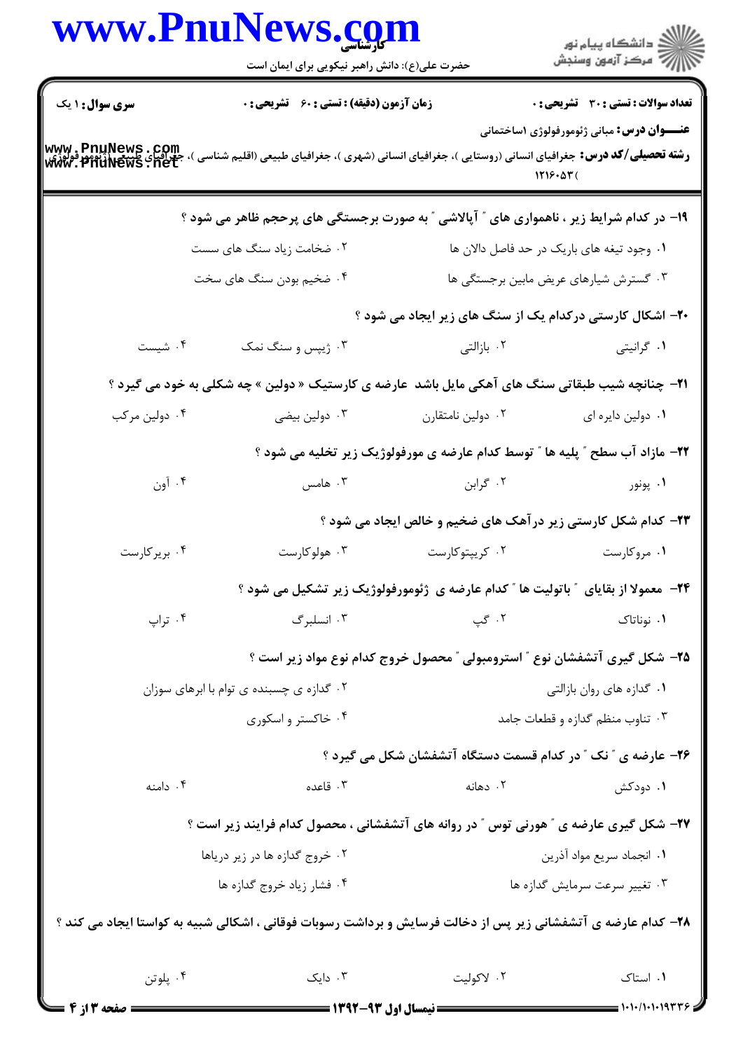**سری سوال:** ۱ یک

**زمان آزمون (دقیقه) :** تستی : ۶۰ تشریحی : ۰

**تعداد سوالات :** تستی : ۳۰ تشریحی : ۰

**عنـــوان درس:** مبانی ژئومورفولوژی ۱ساختمانی

**رشته تحصیلی/کد درس:** جغرافیای انسانی (روستایی )، جغرافیای انسانی (شهری )، جغرافیای طبیعی (اقلیم شناسی )، جغرافیای طبیعی (ژئومورفولوژی) ۱۲۱۶۰۵۳

۱۹- در کدام شرایط زیر ، ناهمواری های " آپالاشی " به صورت برجستگی های پرحجم ظاهر می شود ؟

۱. وجود تیغه های باریک در حد فاصل دالان ها
۲. ضخامت زیاد سنگ های سست
۳. گسترش شیارهای عریض مابین برجستگی ها
۴. ضخیم بودن سنگ های سخت

۲۰- اشکال کارستی درکدام یک از سنگ های زیر ایجاد می شود ؟

۱. گرانیتی
۲. بازالتی
۳. ژیپس و سنگ نمک
۴. شیست

۲۱- چنانچه شیب طبقاتی سنگ های آهکی مایل باشد عارضه ی کارستیک « دولین » چه شکلی به خود می گیرد ؟

۱. دولین دایره ای
۲. دولین نامتقارن
۳. دولین بیضی
۴. دولین مرکب

۲۲- مازاد آب سطح " پلیه ها " توسط کدام عارضه ی مورفولوژیک زیر تخلیه می شود ؟

۱. پونور
۲. گرابن
۳. هامس
۴. آون

۲۳- کدام شکل کارستی زیر درآهک های ضخیم و خالص ایجاد می شود ؟

۱. مروکارست
۲. کریپتوکارست
۳. هولوکارست
۴. بریرکارست

۲۴- معمولا از بقایای " باتولیت ها " کدام عارضه ی ژئومورفولوژیک زیر تشکیل می شود ؟

۱. نوناتاک
۲. گپ
۳. انسلبرگ
۴. تراپ

۲۵- شکل گیری آتشفشان نوع " استرومبولی " محصول خروج کدام نوع مواد زیر است ؟

۱. گدازه های روان بازالتی
۲. گدازه ی چسبنده ی توام با ابرهای سوزان
۳. تناوب منظم گدازه و قطعات جامد
۴. خاکستر و اسکوری

۲۶- عارضه ی " نک " در کدام قسمت دستگاه آتشفشان شکل می گیرد ؟

۱. دودکش
۲. دهانه
۳. قاعده
۴. دامنه

۲۷- شکل گیری عارضه ی " هورنی توس " در روانه های آتشفشانی ، محصول کدام فرایند زیر است ؟

۱. انجماد سریع مواد آذرین
۲. خروج گدازه ها در زیر دریاها
۳. تغییر سرعت سرمایش گدازه ها
۴. فشار زیاد خروج گدازه ها

۲۸- کدام عارضه ی آتشفشانی زیر پس از دخالت فرسایش و برداشت رسوبات فوقانی ، اشکالی شبیه به کواستا ایجاد می کند ؟

۱. استاک
۲. لاکولیت
۳. دایک
۴. پلوتن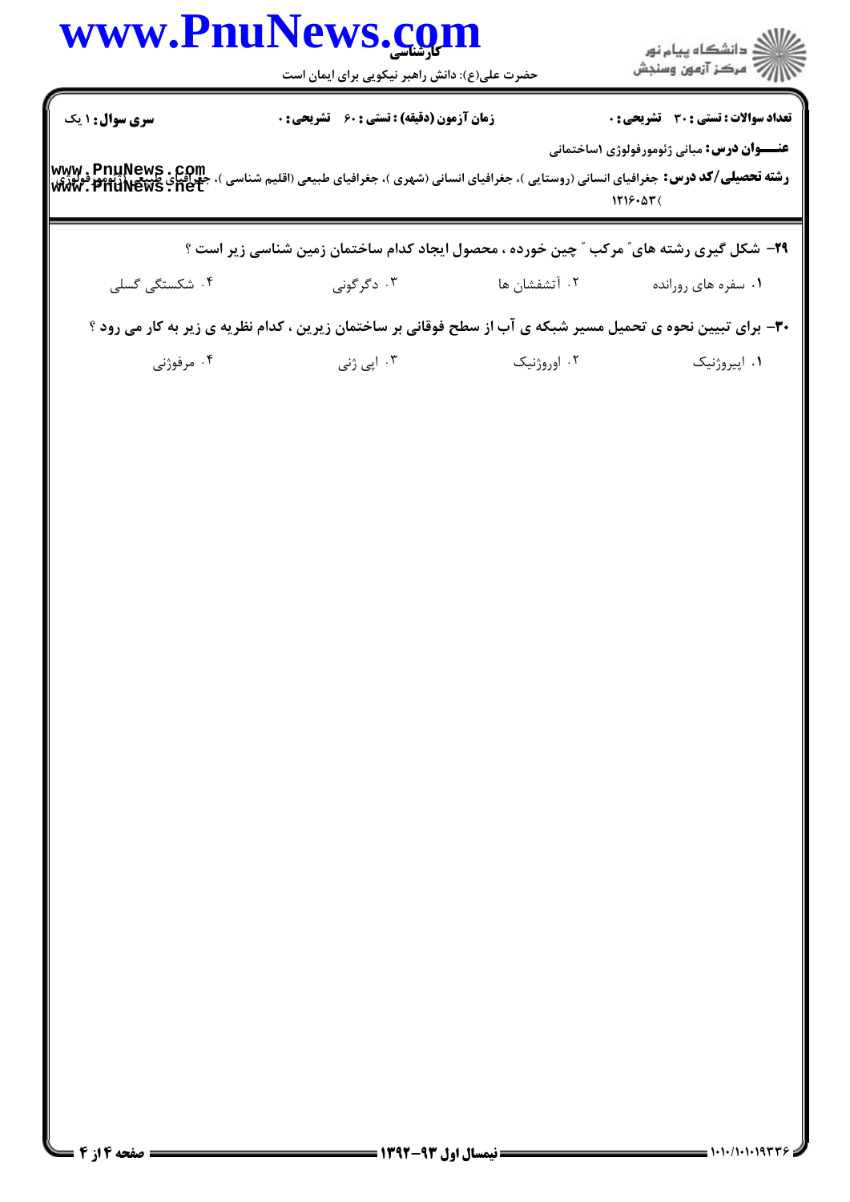**تعداد سوالات : تستی : ۳۰ تشریحی : ۰** | **زمان آزمون (دقیقه) : تستی : ۶۰ تشریحی : ۰** | **سری سوال : ۱ یک**

**عنـــوان درس :** مبانی ژئومورفولوژی ۱ساختمانی

**رشته تحصیلی/کد درس :** جغرافیای انسانی (روستایی )، جغرافیای انسانی (شهری )، جغرافیای طبیعی (اقلیم شناسی )، جغرافیای طبیعی (ژئومورفولوژی) ۱۲۱۶۰۵۳

**۲۹- شکل گیری رشته های" مرکب " چین خورده ، محصول ایجاد کدام ساختمان زمین شناسی زیر است ؟**

۱. سفره های رورانده

۲. آتشفشان ها

۳. دگرگونی

۴. شکستگی گسلی

**۳۰- برای تبیین نحوه ی تحمیل مسیر شبکه ی آب از سطح فوقانی بر ساختمان زیرین ، کدام نظریه ی زیر به کار می رود ؟**

۱. اپیروژنیک

۲. اوروژنیک

۳. اپی ژنی

۴. مرفوژنی